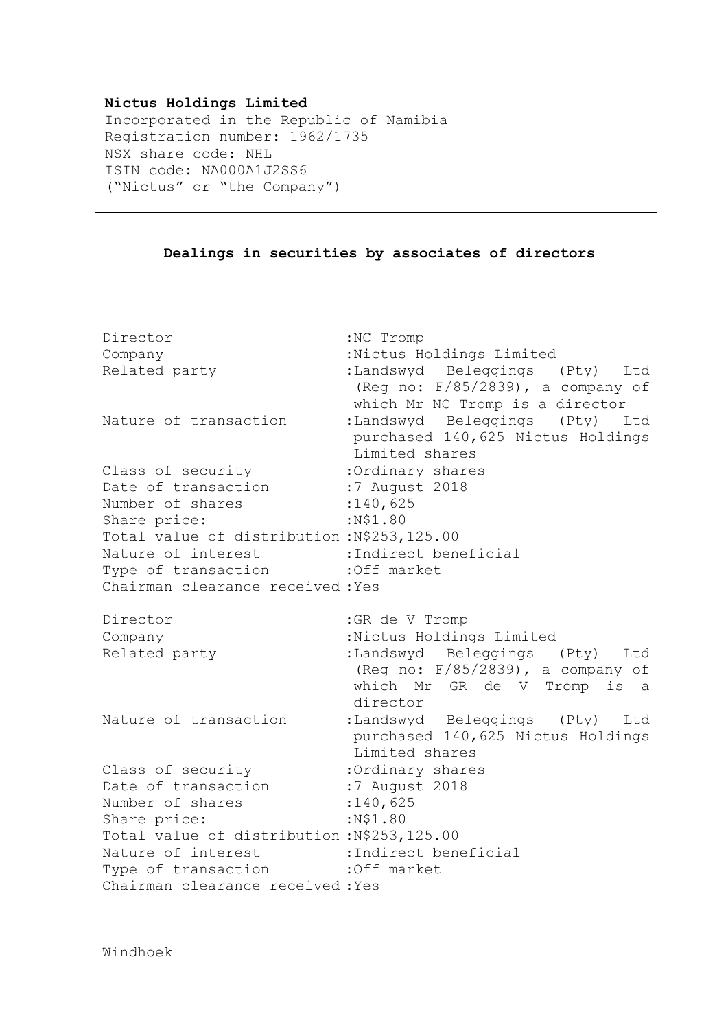**Nictus Holdings Limited**
Incorporated in the Republic of Namibia
Registration number: 1962/1735
NSX share code: NHL
ISIN code: NA000A1J2SS6
("Nictus" or "the Company")

---

## Dealings in securities by associates of directors

---

| | |
|---|---|
| Director | :NC Tromp |
| Company | :Nictus Holdings Limited |
| Related party | :Landswyd Beleggings (Pty) Ltd (Reg no: F/85/2839), a company of which Mr NC Tromp is a director |
| Nature of transaction | :Landswyd Beleggings (Pty) Ltd purchased 140,625 Nictus Holdings Limited shares |
| Class of security | :Ordinary shares |
| Date of transaction | :7 August 2018 |
| Number of shares | :140,625 |
| Share price: | :N$1.80 |
| Total value of distribution | :N$253,125.00 |
| Nature of interest | :Indirect beneficial |
| Type of transaction | :Off market |
| Chairman clearance received | :Yes |

| | |
|---|---|
| Director | :GR de V Tromp |
| Company | :Nictus Holdings Limited |
| Related party | :Landswyd Beleggings (Pty) Ltd (Reg no: F/85/2839), a company of which Mr GR de V Tromp is a director |
| Nature of transaction | :Landswyd Beleggings (Pty) Ltd purchased 140,625 Nictus Holdings Limited shares |
| Class of security | :Ordinary shares |
| Date of transaction | :7 August 2018 |
| Number of shares | :140,625 |
| Share price: | :N$1.80 |
| Total value of distribution | :N$253,125.00 |
| Nature of interest | :Indirect beneficial |
| Type of transaction | :Off market |
| Chairman clearance received | :Yes |

Windhoek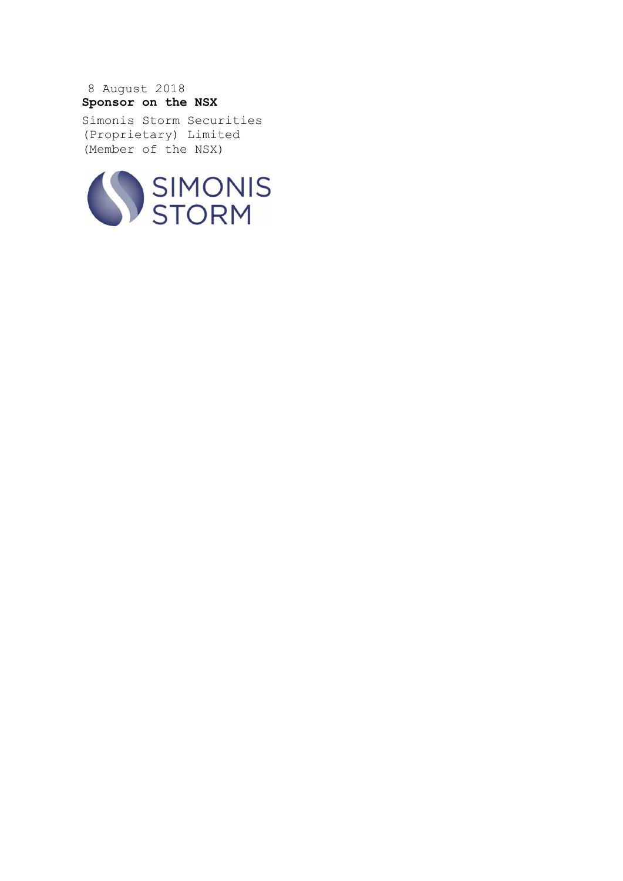8 August 2018

**Sponsor on the NSX**

Simonis Storm Securities
(Proprietary) Limited
(Member of the NSX)

SIMONIS
STORM